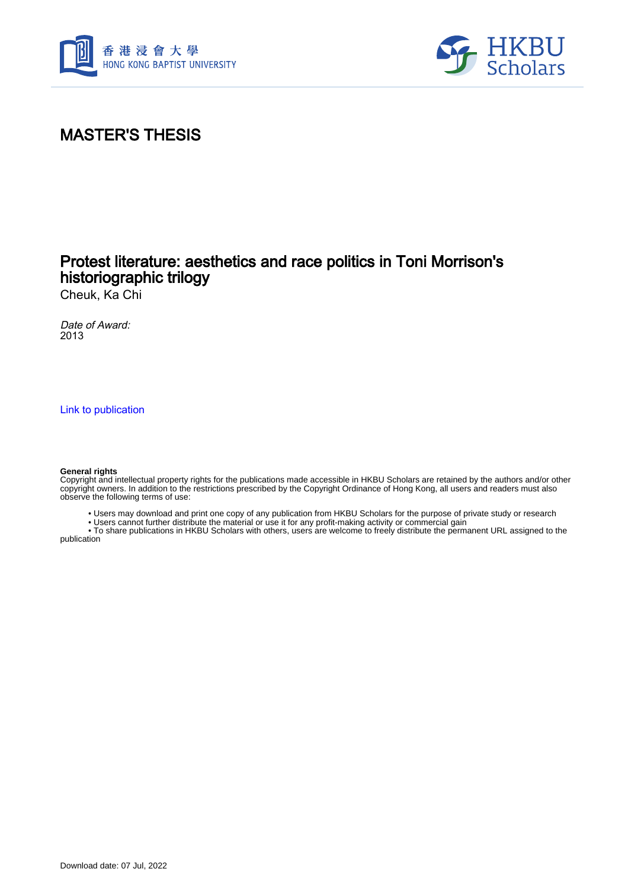香港浸會大學
HONG KONG BAPTIST UNIVERSITY

HKBU Scholars

# MASTER'S THESIS

## Protest literature: aesthetics and race politics in Toni Morrison's historiographic trilogy

Cheuk, Ka Chi

*Date of Award:*
2013

Link to publication

**General rights**
Copyright and intellectual property rights for the publications made accessible in HKBU Scholars are retained by the authors and/or other copyright owners. In addition to the restrictions prescribed by the Copyright Ordinance of Hong Kong, all users and readers must also observe the following terms of use:

- Users may download and print one copy of any publication from HKBU Scholars for the purpose of private study or research
- Users cannot further distribute the material or use it for any profit-making activity or commercial gain
- To share publications in HKBU Scholars with others, users are welcome to freely distribute the permanent URL assigned to the publication

Download date: 07 Jul, 2022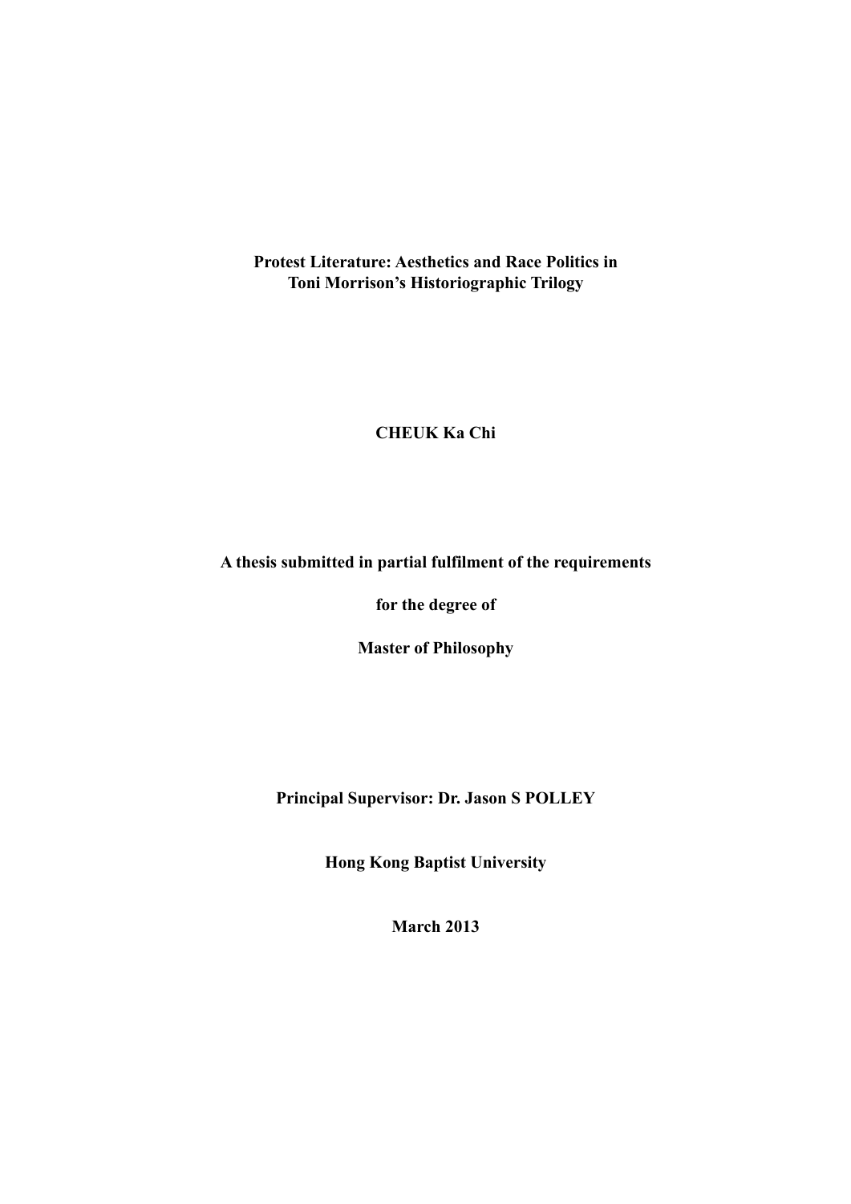# Protest Literature: Aesthetics and Race Politics in Toni Morrison's Historiographic Trilogy

**CHEUK Ka Chi**

**A thesis submitted in partial fulfilment of the requirements**

**for the degree of**

**Master of Philosophy**

**Principal Supervisor: Dr. Jason S POLLEY**

**Hong Kong Baptist University**

**March 2013**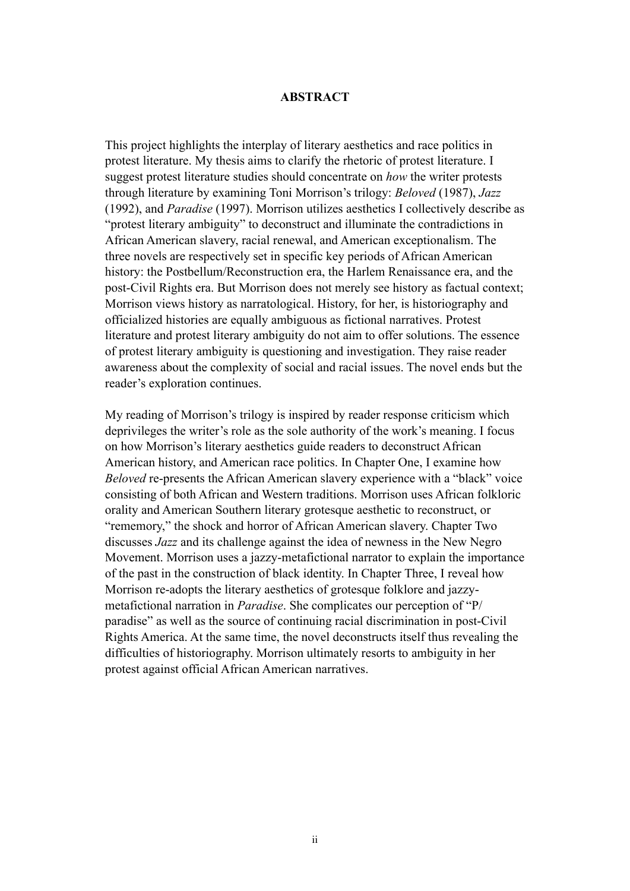# ABSTRACT

This project highlights the interplay of literary aesthetics and race politics in protest literature. My thesis aims to clarify the rhetoric of protest literature. I suggest protest literature studies should concentrate on *how* the writer protests through literature by examining Toni Morrison's trilogy: *Beloved* (1987), *Jazz* (1992), and *Paradise* (1997). Morrison utilizes aesthetics I collectively describe as "protest literary ambiguity" to deconstruct and illuminate the contradictions in African American slavery, racial renewal, and American exceptionalism. The three novels are respectively set in specific key periods of African American history: the Postbellum/Reconstruction era, the Harlem Renaissance era, and the post-Civil Rights era. But Morrison does not merely see history as factual context; Morrison views history as narratological. History, for her, is historiography and officialized histories are equally ambiguous as fictional narratives. Protest literature and protest literary ambiguity do not aim to offer solutions. The essence of protest literary ambiguity is questioning and investigation. They raise reader awareness about the complexity of social and racial issues. The novel ends but the reader's exploration continues.

My reading of Morrison's trilogy is inspired by reader response criticism which deprivileges the writer's role as the sole authority of the work's meaning. I focus on how Morrison's literary aesthetics guide readers to deconstruct African American history, and American race politics. In Chapter One, I examine how *Beloved* re-presents the African American slavery experience with a "black" voice consisting of both African and Western traditions. Morrison uses African folkloric orality and American Southern literary grotesque aesthetic to reconstruct, or "rememory," the shock and horror of African American slavery. Chapter Two discusses *Jazz* and its challenge against the idea of newness in the New Negro Movement. Morrison uses a jazzy-metafictional narrator to explain the importance of the past in the construction of black identity. In Chapter Three, I reveal how Morrison re-adopts the literary aesthetics of grotesque folklore and jazzy-metafictional narration in *Paradise*. She complicates our perception of "P/paradise" as well as the source of continuing racial discrimination in post-Civil Rights America. At the same time, the novel deconstructs itself thus revealing the difficulties of historiography. Morrison ultimately resorts to ambiguity in her protest against official African American narratives.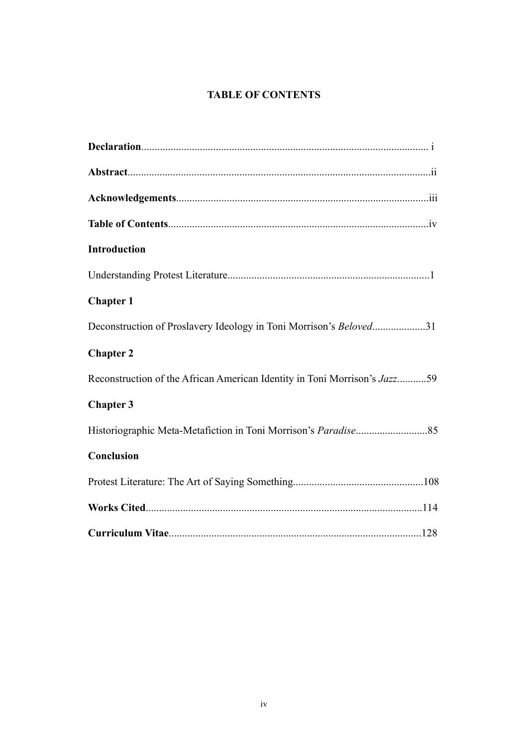# TABLE OF CONTENTS

**Declaration**........................................................................................................... i

**Abstract**.................................................................................................................ii

**Acknowledgements**..............................................................................................iii

**Table of Contents**.................................................................................................iv

**Introduction**

Understanding Protest Literature............................................................................1

**Chapter 1**

Deconstruction of Proslavery Ideology in Toni Morrison's *Beloved*....................31

**Chapter 2**

Reconstruction of the African American Identity in Toni Morrison's *Jazz*...........59

**Chapter 3**

Historiographic Meta-Metafiction in Toni Morrison's *Paradise*...........................85

**Conclusion**

Protest Literature: The Art of Saying Something.................................................108

**Works Cited**.......................................................................................................114

**Curriculum Vitae**..............................................................................................128